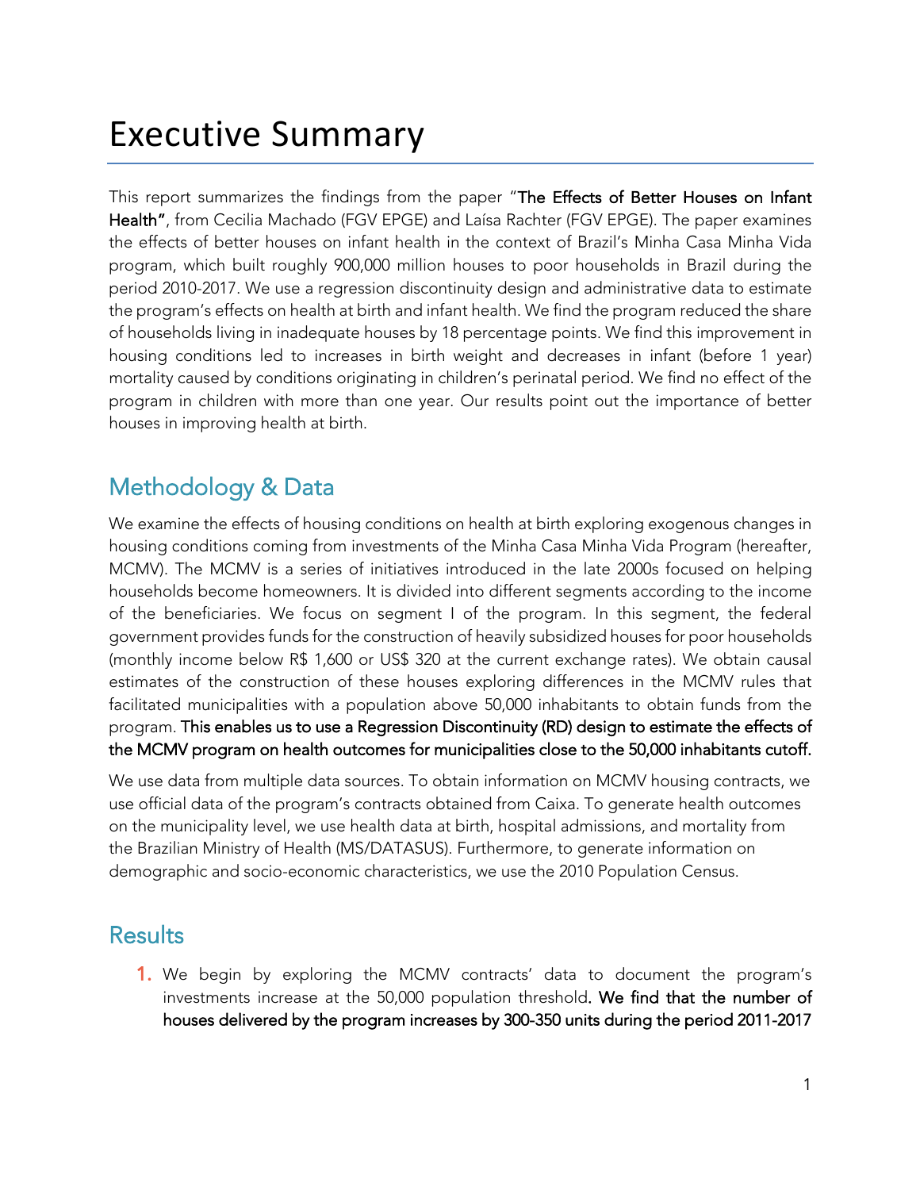# Executive Summary

This report summarizes the findings from the paper "**The Effects of Better Houses on Infant Health"**, from Cecilia Machado (FGV EPGE) and Laísa Rachter (FGV EPGE). The paper examines the effects of better houses on infant health in the context of Brazil's Minha Casa Minha Vida program, which built roughly 900,000 million houses to poor households in Brazil during the period 2010-2017. We use a regression discontinuity design and administrative data to estimate the program's effects on health at birth and infant health. We find the program reduced the share of households living in inadequate houses by 18 percentage points. We find this improvement in housing conditions led to increases in birth weight and decreases in infant (before 1 year) mortality caused by conditions originating in children's perinatal period. We find no effect of the program in children with more than one year. Our results point out the importance of better houses in improving health at birth.

## Methodology & Data

We examine the effects of housing conditions on health at birth exploring exogenous changes in housing conditions coming from investments of the Minha Casa Minha Vida Program (hereafter, MCMV). The MCMV is a series of initiatives introduced in the late 2000s focused on helping households become homeowners. It is divided into different segments according to the income of the beneficiaries. We focus on segment I of the program. In this segment, the federal government provides funds for the construction of heavily subsidized houses for poor households (monthly income below R$ 1,600 or US$ 320 at the current exchange rates). We obtain causal estimates of the construction of these houses exploring differences in the MCMV rules that facilitated municipalities with a population above 50,000 inhabitants to obtain funds from the program. **This enables us to use a Regression Discontinuity (RD) design to estimate the effects of the MCMV program on health outcomes for municipalities close to the 50,000 inhabitants cutoff.**

We use data from multiple data sources. To obtain information on MCMV housing contracts, we use official data of the program's contracts obtained from Caixa. To generate health outcomes on the municipality level, we use health data at birth, hospital admissions, and mortality from the Brazilian Ministry of Health (MS/DATASUS). Furthermore, to generate information on demographic and socio-economic characteristics, we use the 2010 Population Census.

## Results

1. We begin by exploring the MCMV contracts' data to document the program's investments increase at the 50,000 population threshold**. We find that the number of houses delivered by the program increases by 300-350 units during the period 2011-2017**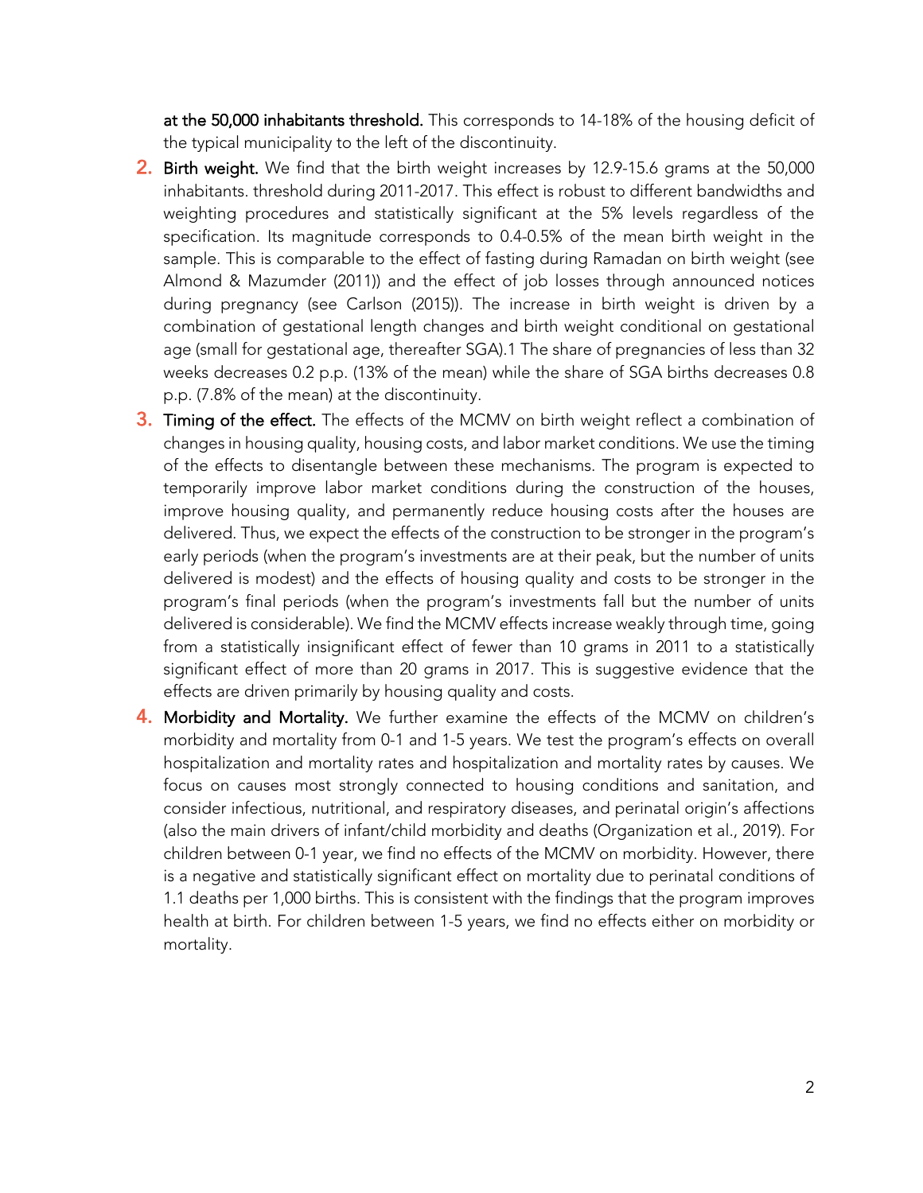at the 50,000 inhabitants threshold. This corresponds to 14-18% of the housing deficit of the typical municipality to the left of the discontinuity.

2. **Birth weight.** We find that the birth weight increases by 12.9-15.6 grams at the 50,000 inhabitants. threshold during 2011-2017. This effect is robust to different bandwidths and weighting procedures and statistically significant at the 5% levels regardless of the specification. Its magnitude corresponds to 0.4-0.5% of the mean birth weight in the sample. This is comparable to the effect of fasting during Ramadan on birth weight (see Almond & Mazumder (2011)) and the effect of job losses through announced notices during pregnancy (see Carlson (2015)). The increase in birth weight is driven by a combination of gestational length changes and birth weight conditional on gestational age (small for gestational age, thereafter SGA).[1] The share of pregnancies of less than 32 weeks decreases 0.2 p.p. (13% of the mean) while the share of SGA births decreases 0.8 p.p. (7.8% of the mean) at the discontinuity.
3. **Timing of the effect.** The effects of the MCMV on birth weight reflect a combination of changes in housing quality, housing costs, and labor market conditions. We use the timing of the effects to disentangle between these mechanisms. The program is expected to temporarily improve labor market conditions during the construction of the houses, improve housing quality, and permanently reduce housing costs after the houses are delivered. Thus, we expect the effects of the construction to be stronger in the program's early periods (when the program's investments are at their peak, but the number of units delivered is modest) and the effects of housing quality and costs to be stronger in the program's final periods (when the program's investments fall but the number of units delivered is considerable). We find the MCMV effects increase weakly through time, going from a statistically insignificant effect of fewer than 10 grams in 2011 to a statistically significant effect of more than 20 grams in 2017. This is suggestive evidence that the effects are driven primarily by housing quality and costs.
4. **Morbidity and Mortality.** We further examine the effects of the MCMV on children's morbidity and mortality from 0-1 and 1-5 years. We test the program's effects on overall hospitalization and mortality rates and hospitalization and mortality rates by causes. We focus on causes most strongly connected to housing conditions and sanitation, and consider infectious, nutritional, and respiratory diseases, and perinatal origin's affections (also the main drivers of infant/child morbidity and deaths (Organization et al., 2019). For children between 0-1 year, we find no effects of the MCMV on morbidity. However, there is a negative and statistically significant effect on mortality due to perinatal conditions of 1.1 deaths per 1,000 births. This is consistent with the findings that the program improves health at birth. For children between 1-5 years, we find no effects either on morbidity or mortality.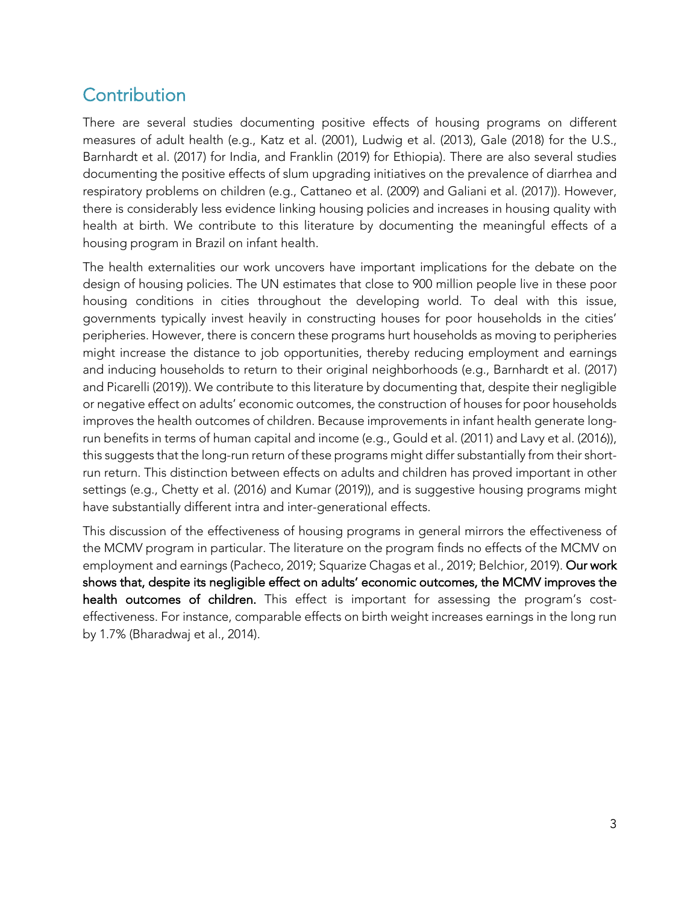## Contribution

There are several studies documenting positive effects of housing programs on different measures of adult health (e.g., Katz et al. (2001), Ludwig et al. (2013), Gale (2018) for the U.S., Barnhardt et al. (2017) for India, and Franklin (2019) for Ethiopia). There are also several studies documenting the positive effects of slum upgrading initiatives on the prevalence of diarrhea and respiratory problems on children (e.g., Cattaneo et al. (2009) and Galiani et al. (2017)). However, there is considerably less evidence linking housing policies and increases in housing quality with health at birth. We contribute to this literature by documenting the meaningful effects of a housing program in Brazil on infant health.

The health externalities our work uncovers have important implications for the debate on the design of housing policies. The UN estimates that close to 900 million people live in these poor housing conditions in cities throughout the developing world. To deal with this issue, governments typically invest heavily in constructing houses for poor households in the cities' peripheries. However, there is concern these programs hurt households as moving to peripheries might increase the distance to job opportunities, thereby reducing employment and earnings and inducing households to return to their original neighborhoods (e.g., Barnhardt et al. (2017) and Picarelli (2019)). We contribute to this literature by documenting that, despite their negligible or negative effect on adults' economic outcomes, the construction of houses for poor households improves the health outcomes of children. Because improvements in infant health generate long-run benefits in terms of human capital and income (e.g., Gould et al. (2011) and Lavy et al. (2016)), this suggests that the long-run return of these programs might differ substantially from their short-run return. This distinction between effects on adults and children has proved important in other settings (e.g., Chetty et al. (2016) and Kumar (2019)), and is suggestive housing programs might have substantially different intra and inter-generational effects.

This discussion of the effectiveness of housing programs in general mirrors the effectiveness of the MCMV program in particular. The literature on the program finds no effects of the MCMV on employment and earnings (Pacheco, 2019; Squarize Chagas et al., 2019; Belchior, 2019). **Our work shows that, despite its negligible effect on adults' economic outcomes, the MCMV improves the health outcomes of children.** This effect is important for assessing the program's cost-effectiveness. For instance, comparable effects on birth weight increases earnings in the long run by 1.7% (Bharadwaj et al., 2014).